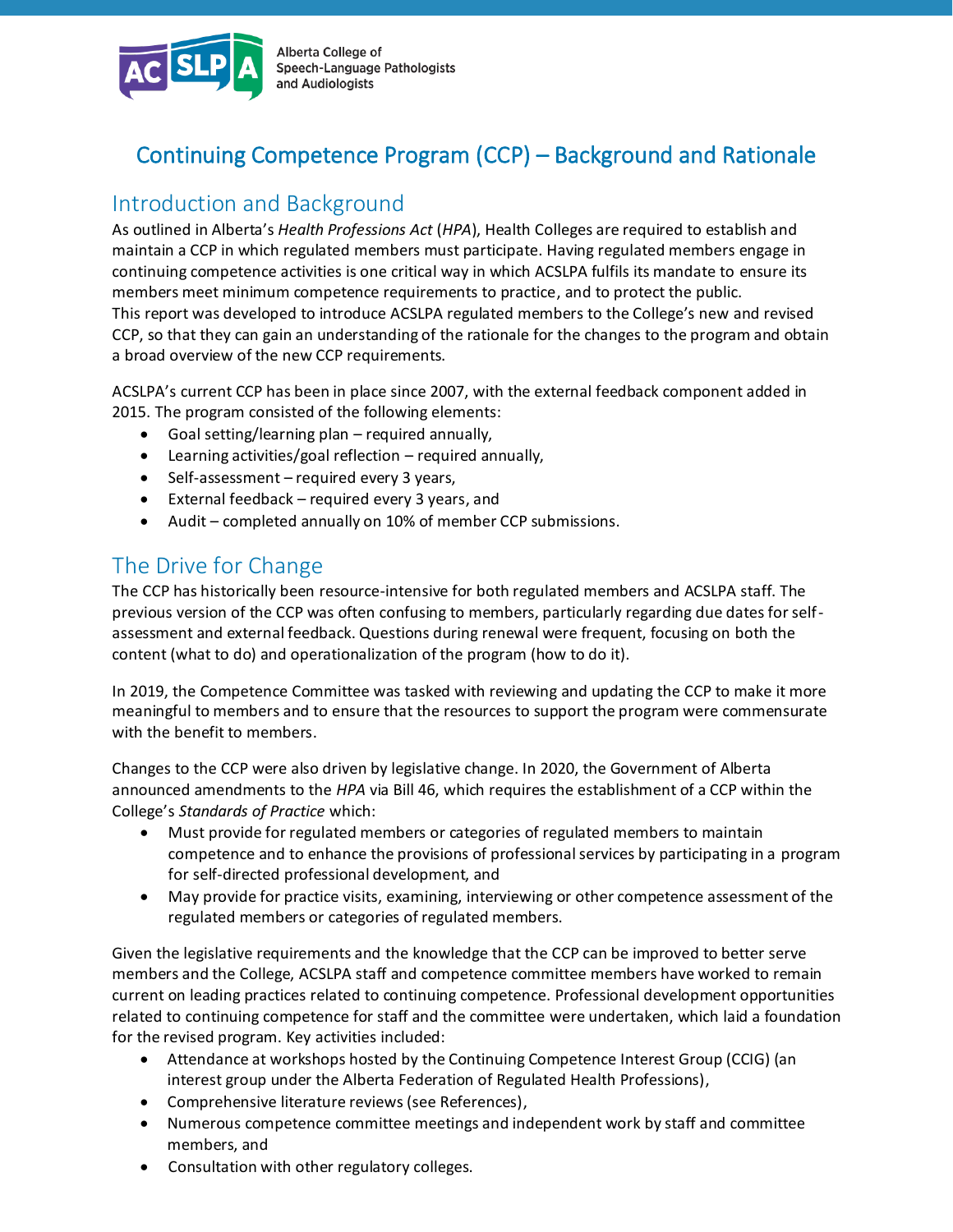Alberta College of Speech-Language Pathologists and Audiologists

# Continuing Competence Program (CCP) – Background and Rationale

## Introduction and Background

As outlined in Alberta's *Health Professions Act* (*HPA*), Health Colleges are required to establish and maintain a CCP in which regulated members must participate. Having regulated members engage in continuing competence activities is one critical way in which ACSLPA fulfils its mandate to ensure its members meet minimum competence requirements to practice, and to protect the public.
This report was developed to introduce ACSLPA regulated members to the College's new and revised CCP, so that they can gain an understanding of the rationale for the changes to the program and obtain a broad overview of the new CCP requirements.

ACSLPA's current CCP has been in place since 2007, with the external feedback component added in 2015. The program consisted of the following elements:

- Goal setting/learning plan – required annually,
- Learning activities/goal reflection – required annually,
- Self-assessment – required every 3 years,
- External feedback – required every 3 years, and
- Audit – completed annually on 10% of member CCP submissions.

## The Drive for Change

The CCP has historically been resource-intensive for both regulated members and ACSLPA staff. The previous version of the CCP was often confusing to members, particularly regarding due dates for self-assessment and external feedback. Questions during renewal were frequent, focusing on both the content (what to do) and operationalization of the program (how to do it).

In 2019, the Competence Committee was tasked with reviewing and updating the CCP to make it more meaningful to members and to ensure that the resources to support the program were commensurate with the benefit to members.

Changes to the CCP were also driven by legislative change. In 2020, the Government of Alberta announced amendments to the *HPA* via Bill 46, which requires the establishment of a CCP within the College's *Standards of Practice* which:

- Must provide for regulated members or categories of regulated members to maintain competence and to enhance the provisions of professional services by participating in a program for self-directed professional development, and
- May provide for practice visits, examining, interviewing or other competence assessment of the regulated members or categories of regulated members.

Given the legislative requirements and the knowledge that the CCP can be improved to better serve members and the College, ACSLPA staff and competence committee members have worked to remain current on leading practices related to continuing competence. Professional development opportunities related to continuing competence for staff and the committee were undertaken, which laid a foundation for the revised program. Key activities included:

- Attendance at workshops hosted by the Continuing Competence Interest Group (CCIG) (an interest group under the Alberta Federation of Regulated Health Professions),
- Comprehensive literature reviews (see References),
- Numerous competence committee meetings and independent work by staff and committee members, and
- Consultation with other regulatory colleges.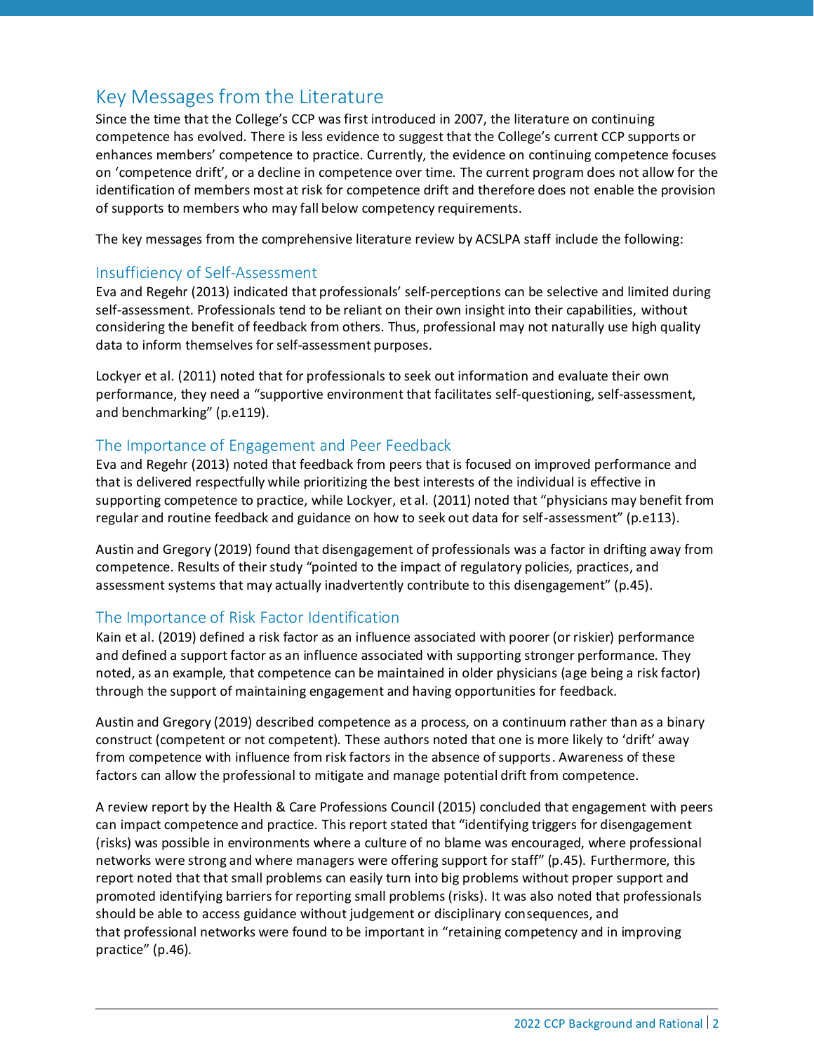## Key Messages from the Literature

Since the time that the College's CCP was first introduced in 2007, the literature on continuing competence has evolved. There is less evidence to suggest that the College's current CCP supports or enhances members' competence to practice. Currently, the evidence on continuing competence focuses on 'competence drift', or a decline in competence over time. The current program does not allow for the identification of members most at risk for competence drift and therefore does not enable the provision of supports to members who may fall below competency requirements.

The key messages from the comprehensive literature review by ACSLPA staff include the following:

### Insufficiency of Self-Assessment

Eva and Regehr (2013) indicated that professionals' self-perceptions can be selective and limited during self-assessment. Professionals tend to be reliant on their own insight into their capabilities, without considering the benefit of feedback from others. Thus, professional may not naturally use high quality data to inform themselves for self-assessment purposes.

Lockyer et al. (2011) noted that for professionals to seek out information and evaluate their own performance, they need a "supportive environment that facilitates self-questioning, self-assessment, and benchmarking" (p.e119).

### The Importance of Engagement and Peer Feedback

Eva and Regehr (2013) noted that feedback from peers that is focused on improved performance and that is delivered respectfully while prioritizing the best interests of the individual is effective in supporting competence to practice, while Lockyer, et al. (2011) noted that "physicians may benefit from regular and routine feedback and guidance on how to seek out data for self-assessment" (p.e113).

Austin and Gregory (2019) found that disengagement of professionals was a factor in drifting away from competence. Results of their study "pointed to the impact of regulatory policies, practices, and assessment systems that may actually inadvertently contribute to this disengagement" (p.45).

### The Importance of Risk Factor Identification

Kain et al. (2019) defined a risk factor as an influence associated with poorer (or riskier) performance and defined a support factor as an influence associated with supporting stronger performance. They noted, as an example, that competence can be maintained in older physicians (age being a risk factor) through the support of maintaining engagement and having opportunities for feedback.

Austin and Gregory (2019) described competence as a process, on a continuum rather than as a binary construct (competent or not competent). These authors noted that one is more likely to 'drift' away from competence with influence from risk factors in the absence of supports. Awareness of these factors can allow the professional to mitigate and manage potential drift from competence.

A review report by the Health & Care Professions Council (2015) concluded that engagement with peers can impact competence and practice. This report stated that "identifying triggers for disengagement (risks) was possible in environments where a culture of no blame was encouraged, where professional networks were strong and where managers were offering support for staff" (p.45). Furthermore, this report noted that that small problems can easily turn into big problems without proper support and promoted identifying barriers for reporting small problems (risks). It was also noted that professionals should be able to access guidance without judgement or disciplinary consequences, and that professional networks were found to be important in "retaining competency and in improving practice" (p.46).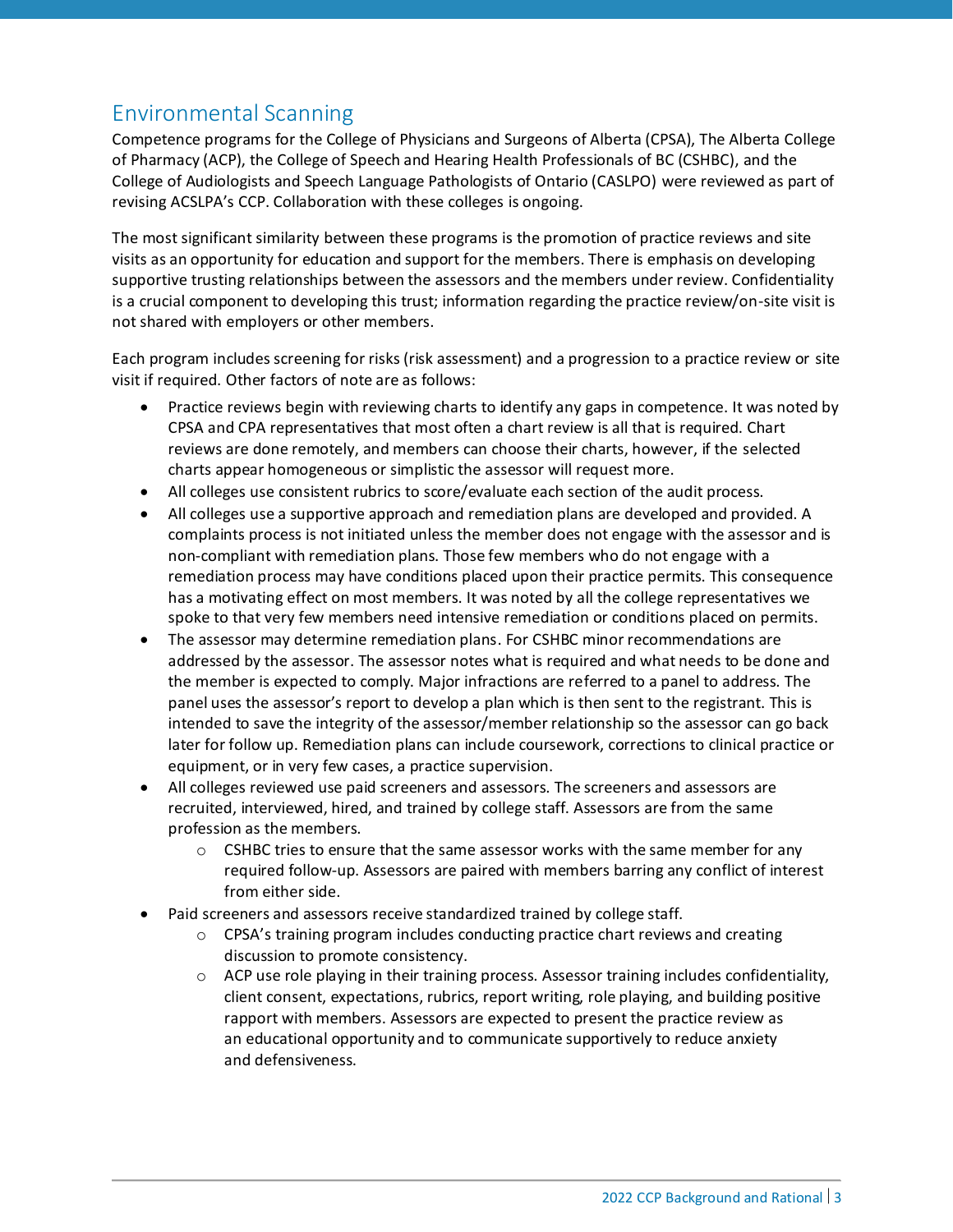## Environmental Scanning

Competence programs for the College of Physicians and Surgeons of Alberta (CPSA), The Alberta College of Pharmacy (ACP), the College of Speech and Hearing Health Professionals of BC (CSHBC), and the College of Audiologists and Speech Language Pathologists of Ontario (CASLPO) were reviewed as part of revising ACSLPA's CCP. Collaboration with these colleges is ongoing.

The most significant similarity between these programs is the promotion of practice reviews and site visits as an opportunity for education and support for the members. There is emphasis on developing supportive trusting relationships between the assessors and the members under review. Confidentiality is a crucial component to developing this trust; information regarding the practice review/on-site visit is not shared with employers or other members.

Each program includes screening for risks (risk assessment) and a progression to a practice review or site visit if required. Other factors of note are as follows:

- Practice reviews begin with reviewing charts to identify any gaps in competence. It was noted by CPSA and CPA representatives that most often a chart review is all that is required. Chart reviews are done remotely, and members can choose their charts, however, if the selected charts appear homogeneous or simplistic the assessor will request more.
- All colleges use consistent rubrics to score/evaluate each section of the audit process.
- All colleges use a supportive approach and remediation plans are developed and provided. A complaints process is not initiated unless the member does not engage with the assessor and is non-compliant with remediation plans. Those few members who do not engage with a remediation process may have conditions placed upon their practice permits. This consequence has a motivating effect on most members. It was noted by all the college representatives we spoke to that very few members need intensive remediation or conditions placed on permits.
- The assessor may determine remediation plans. For CSHBC minor recommendations are addressed by the assessor. The assessor notes what is required and what needs to be done and the member is expected to comply. Major infractions are referred to a panel to address. The panel uses the assessor's report to develop a plan which is then sent to the registrant. This is intended to save the integrity of the assessor/member relationship so the assessor can go back later for follow up. Remediation plans can include coursework, corrections to clinical practice or equipment, or in very few cases, a practice supervision.
- All colleges reviewed use paid screeners and assessors. The screeners and assessors are recruited, interviewed, hired, and trained by college staff. Assessors are from the same profession as the members.
    - CSHBC tries to ensure that the same assessor works with the same member for any required follow-up. Assessors are paired with members barring any conflict of interest from either side.
- Paid screeners and assessors receive standardized trained by college staff.
    - CPSA's training program includes conducting practice chart reviews and creating discussion to promote consistency.
    - ACP use role playing in their training process. Assessor training includes confidentiality, client consent, expectations, rubrics, report writing, role playing, and building positive rapport with members. Assessors are expected to present the practice review as an educational opportunity and to communicate supportively to reduce anxiety and defensiveness.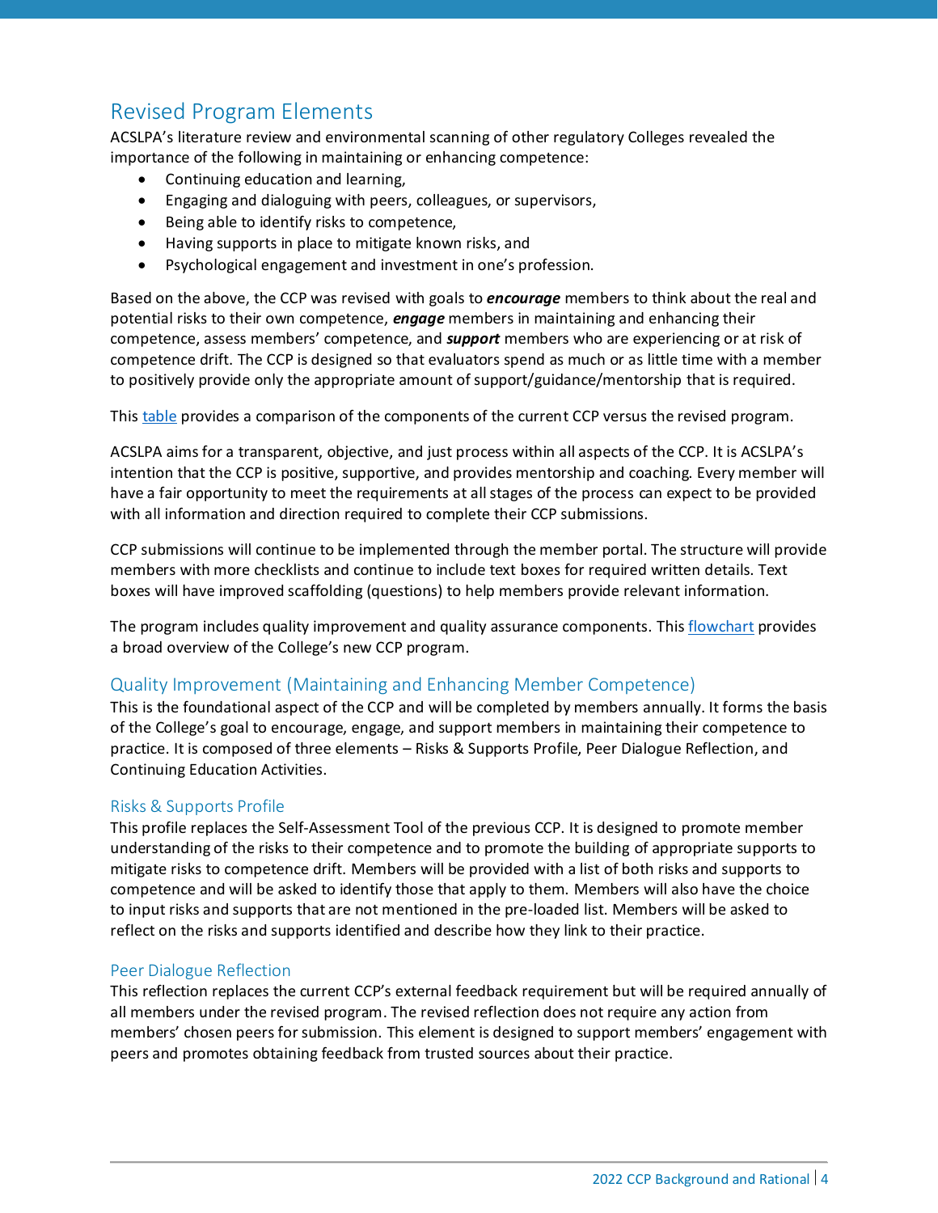## Revised Program Elements

ACSLPA's literature review and environmental scanning of other regulatory Colleges revealed the importance of the following in maintaining or enhancing competence:

- Continuing education and learning,
- Engaging and dialoguing with peers, colleagues, or supervisors,
- Being able to identify risks to competence,
- Having supports in place to mitigate known risks, and
- Psychological engagement and investment in one's profession.

Based on the above, the CCP was revised with goals to ***encourage*** members to think about the real and potential risks to their own competence, ***engage*** members in maintaining and enhancing their competence, assess members' competence, and ***support*** members who are experiencing or at risk of competence drift. The CCP is designed so that evaluators spend as much or as little time with a member to positively provide only the appropriate amount of support/guidance/mentorship that is required.

This [table](#) provides a comparison of the components of the current CCP versus the revised program.

ACSLPA aims for a transparent, objective, and just process within all aspects of the CCP. It is ACSLPA's intention that the CCP is positive, supportive, and provides mentorship and coaching. Every member will have a fair opportunity to meet the requirements at all stages of the process can expect to be provided with all information and direction required to complete their CCP submissions.

CCP submissions will continue to be implemented through the member portal. The structure will provide members with more checklists and continue to include text boxes for required written details. Text boxes will have improved scaffolding (questions) to help members provide relevant information.

The program includes quality improvement and quality assurance components. This [flowchart](#) provides a broad overview of the College's new CCP program.

### Quality Improvement (Maintaining and Enhancing Member Competence)

This is the foundational aspect of the CCP and will be completed by members annually. It forms the basis of the College's goal to encourage, engage, and support members in maintaining their competence to practice. It is composed of three elements – Risks & Supports Profile, Peer Dialogue Reflection, and Continuing Education Activities.

#### Risks & Supports Profile

This profile replaces the Self-Assessment Tool of the previous CCP. It is designed to promote member understanding of the risks to their competence and to promote the building of appropriate supports to mitigate risks to competence drift. Members will be provided with a list of both risks and supports to competence and will be asked to identify those that apply to them. Members will also have the choice to input risks and supports that are not mentioned in the pre-loaded list. Members will be asked to reflect on the risks and supports identified and describe how they link to their practice.

#### Peer Dialogue Reflection

This reflection replaces the current CCP's external feedback requirement but will be required annually of all members under the revised program. The revised reflection does not require any action from members' chosen peers for submission. This element is designed to support members' engagement with peers and promotes obtaining feedback from trusted sources about their practice.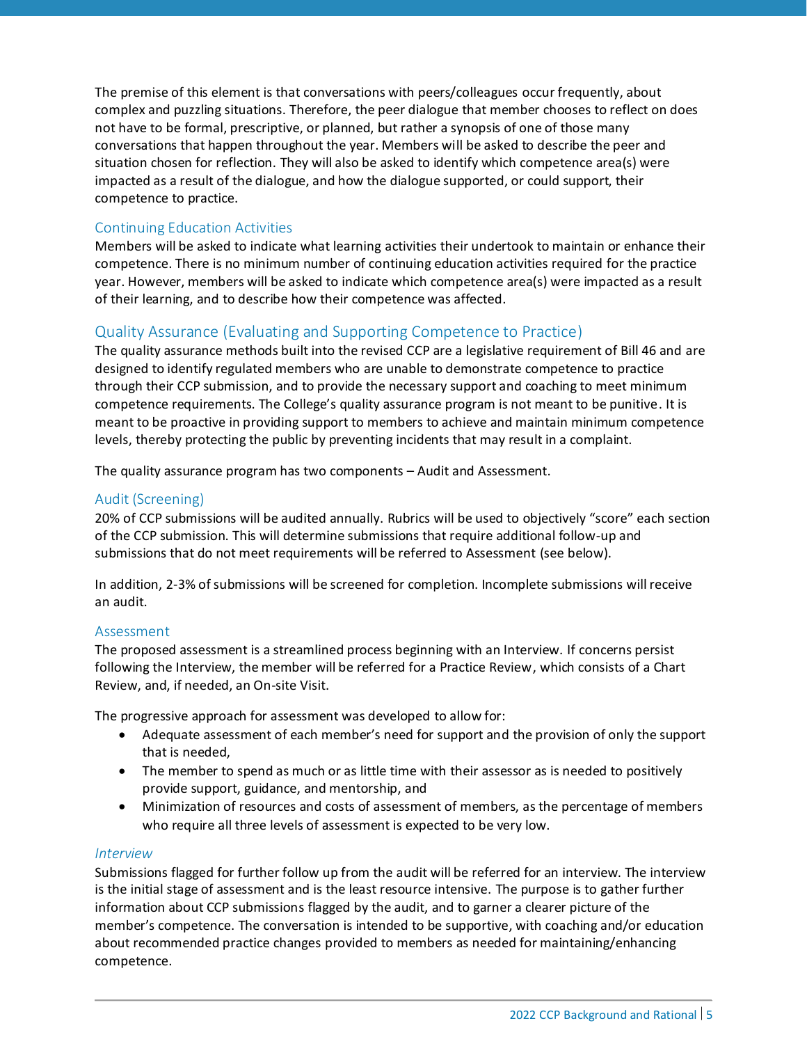The premise of this element is that conversations with peers/colleagues occur frequently, about complex and puzzling situations. Therefore, the peer dialogue that member chooses to reflect on does not have to be formal, prescriptive, or planned, but rather a synopsis of one of those many conversations that happen throughout the year. Members will be asked to describe the peer and situation chosen for reflection. They will also be asked to identify which competence area(s) were impacted as a result of the dialogue, and how the dialogue supported, or could support, their competence to practice.

### Continuing Education Activities

Members will be asked to indicate what learning activities their undertook to maintain or enhance their competence. There is no minimum number of continuing education activities required for the practice year. However, members will be asked to indicate which competence area(s) were impacted as a result of their learning, and to describe how their competence was affected.

## Quality Assurance (Evaluating and Supporting Competence to Practice)

The quality assurance methods built into the revised CCP are a legislative requirement of Bill 46 and are designed to identify regulated members who are unable to demonstrate competence to practice through their CCP submission, and to provide the necessary support and coaching to meet minimum competence requirements. The College's quality assurance program is not meant to be punitive. It is meant to be proactive in providing support to members to achieve and maintain minimum competence levels, thereby protecting the public by preventing incidents that may result in a complaint.

The quality assurance program has two components – Audit and Assessment.

### Audit (Screening)

20% of CCP submissions will be audited annually. Rubrics will be used to objectively "score" each section of the CCP submission. This will determine submissions that require additional follow-up and submissions that do not meet requirements will be referred to Assessment (see below).

In addition, 2-3% of submissions will be screened for completion. Incomplete submissions will receive an audit.

### Assessment

The proposed assessment is a streamlined process beginning with an Interview. If concerns persist following the Interview, the member will be referred for a Practice Review, which consists of a Chart Review, and, if needed, an On-site Visit.

The progressive approach for assessment was developed to allow for:

- Adequate assessment of each member's need for support and the provision of only the support that is needed,
- The member to spend as much or as little time with their assessor as is needed to positively provide support, guidance, and mentorship, and
- Minimization of resources and costs of assessment of members, as the percentage of members who require all three levels of assessment is expected to be very low.

#### *Interview*

Submissions flagged for further follow up from the audit will be referred for an interview. The interview is the initial stage of assessment and is the least resource intensive. The purpose is to gather further information about CCP submissions flagged by the audit, and to garner a clearer picture of the member's competence. The conversation is intended to be supportive, with coaching and/or education about recommended practice changes provided to members as needed for maintaining/enhancing competence.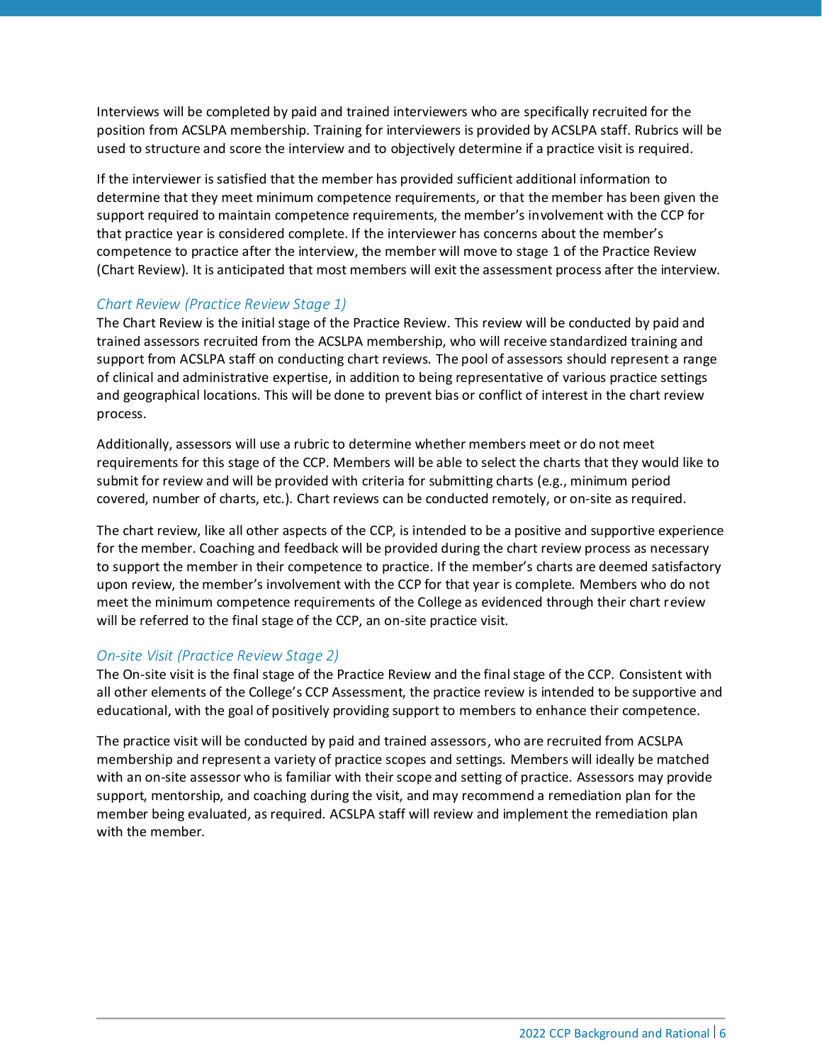Interviews will be completed by paid and trained interviewers who are specifically recruited for the position from ACSLPA membership. Training for interviewers is provided by ACSLPA staff. Rubrics will be used to structure and score the interview and to objectively determine if a practice visit is required.

If the interviewer is satisfied that the member has provided sufficient additional information to determine that they meet minimum competence requirements, or that the member has been given the support required to maintain competence requirements, the member's involvement with the CCP for that practice year is considered complete. If the interviewer has concerns about the member's competence to practice after the interview, the member will move to stage 1 of the Practice Review (Chart Review). It is anticipated that most members will exit the assessment process after the interview.

### *Chart Review (Practice Review Stage 1)*

The Chart Review is the initial stage of the Practice Review. This review will be conducted by paid and trained assessors recruited from the ACSLPA membership, who will receive standardized training and support from ACSLPA staff on conducting chart reviews. The pool of assessors should represent a range of clinical and administrative expertise, in addition to being representative of various practice settings and geographical locations. This will be done to prevent bias or conflict of interest in the chart review process.

Additionally, assessors will use a rubric to determine whether members meet or do not meet requirements for this stage of the CCP. Members will be able to select the charts that they would like to submit for review and will be provided with criteria for submitting charts (e.g., minimum period covered, number of charts, etc.). Chart reviews can be conducted remotely, or on-site as required.

The chart review, like all other aspects of the CCP, is intended to be a positive and supportive experience for the member. Coaching and feedback will be provided during the chart review process as necessary to support the member in their competence to practice. If the member's charts are deemed satisfactory upon review, the member's involvement with the CCP for that year is complete. Members who do not meet the minimum competence requirements of the College as evidenced through their chart review will be referred to the final stage of the CCP, an on-site practice visit.

### *On-site Visit (Practice Review Stage 2)*

The On-site visit is the final stage of the Practice Review and the final stage of the CCP. Consistent with all other elements of the College's CCP Assessment, the practice review is intended to be supportive and educational, with the goal of positively providing support to members to enhance their competence.

The practice visit will be conducted by paid and trained assessors, who are recruited from ACSLPA membership and represent a variety of practice scopes and settings. Members will ideally be matched with an on-site assessor who is familiar with their scope and setting of practice. Assessors may provide support, mentorship, and coaching during the visit, and may recommend a remediation plan for the member being evaluated, as required. ACSLPA staff will review and implement the remediation plan with the member.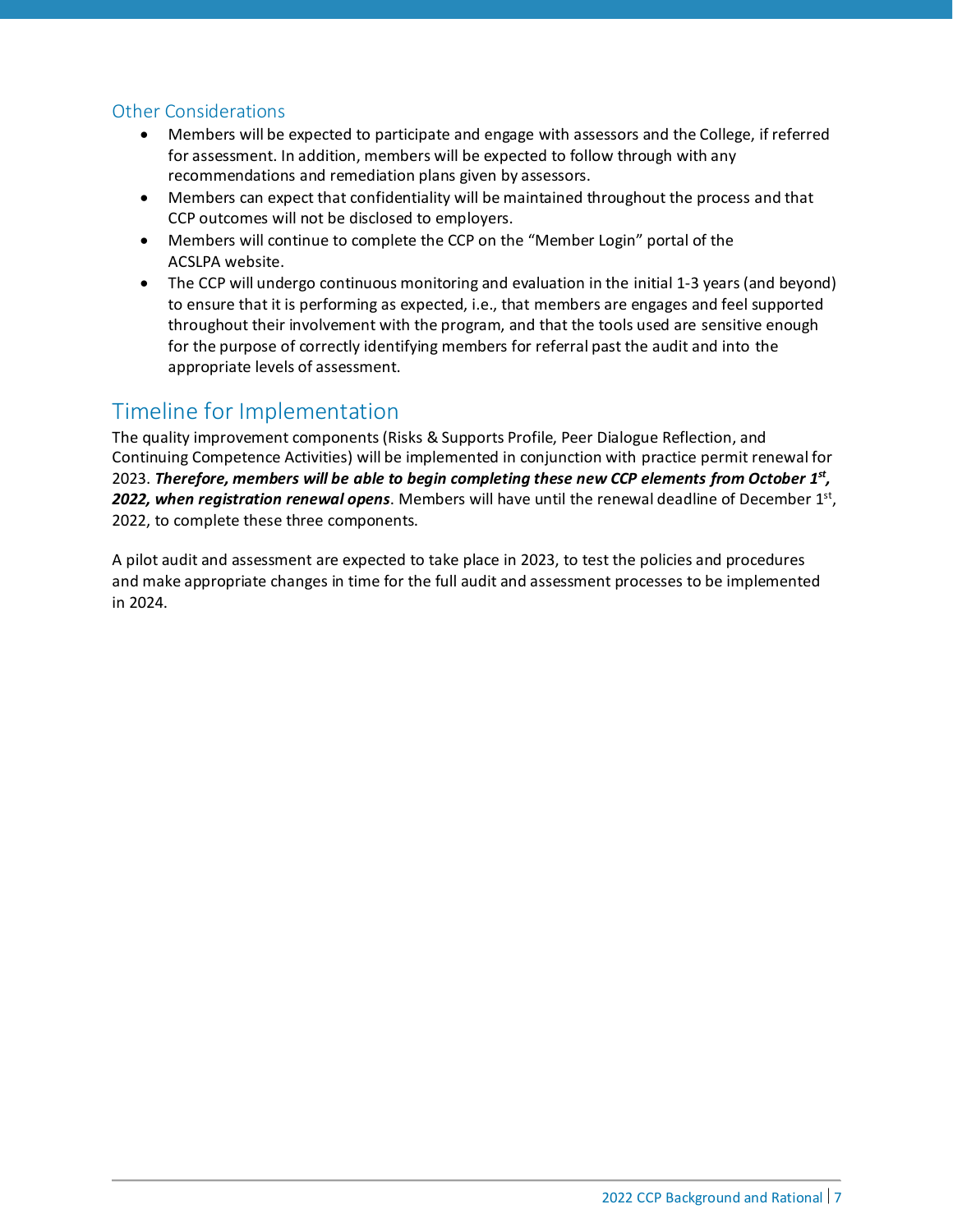### Other Considerations

- Members will be expected to participate and engage with assessors and the College, if referred for assessment. In addition, members will be expected to follow through with any recommendations and remediation plans given by assessors.
- Members can expect that confidentiality will be maintained throughout the process and that CCP outcomes will not be disclosed to employers.
- Members will continue to complete the CCP on the "Member Login" portal of the ACSLPA website.
- The CCP will undergo continuous monitoring and evaluation in the initial 1-3 years (and beyond) to ensure that it is performing as expected, i.e., that members are engages and feel supported throughout their involvement with the program, and that the tools used are sensitive enough for the purpose of correctly identifying members for referral past the audit and into the appropriate levels of assessment.

## Timeline for Implementation

The quality improvement components (Risks & Supports Profile, Peer Dialogue Reflection, and Continuing Competence Activities) will be implemented in conjunction with practice permit renewal for 2023. ***Therefore, members will be able to begin completing these new CCP elements from October 1st, 2022, when registration renewal opens***. Members will have until the renewal deadline of December 1st, 2022, to complete these three components.

A pilot audit and assessment are expected to take place in 2023, to test the policies and procedures and make appropriate changes in time for the full audit and assessment processes to be implemented in 2024.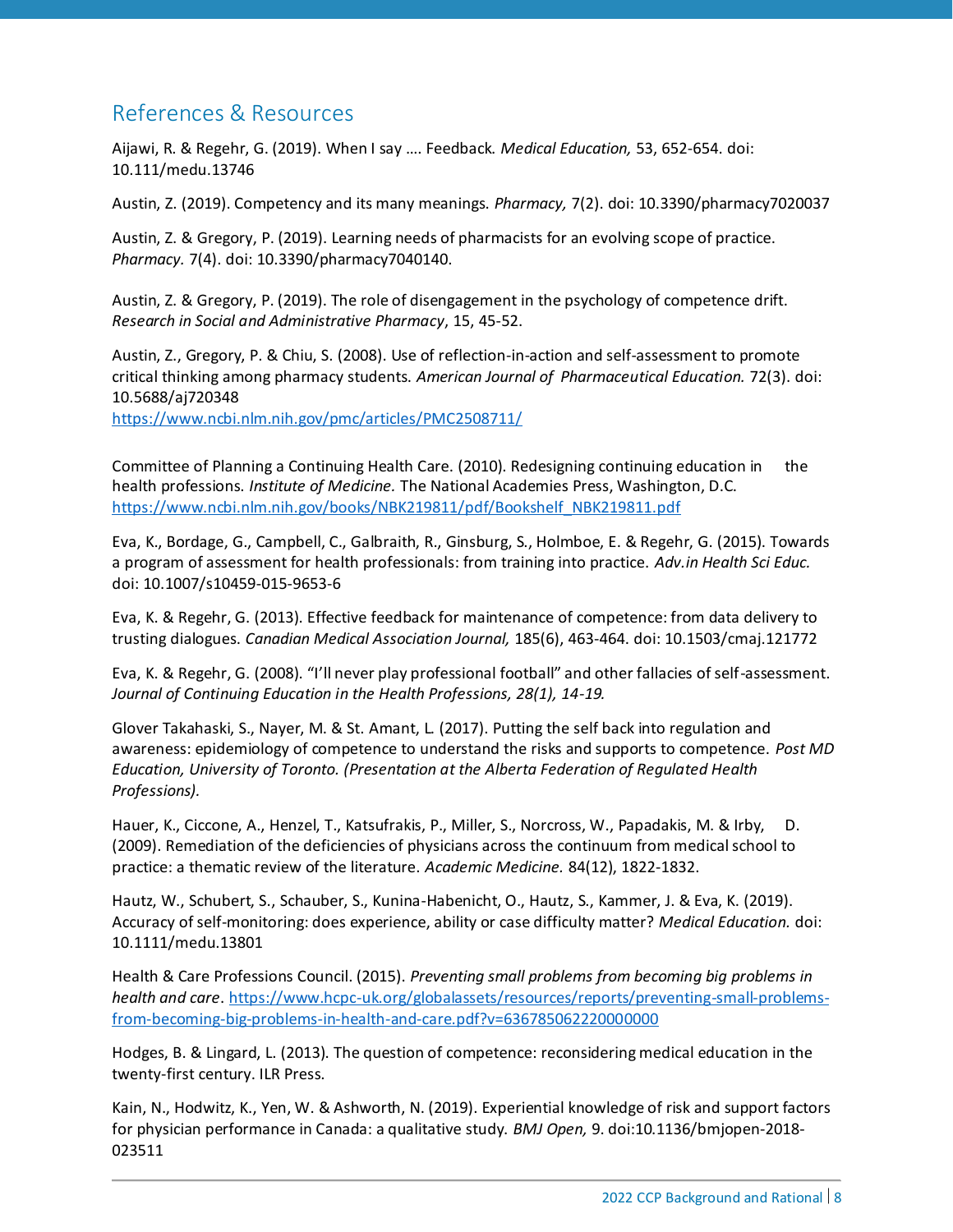## References & Resources

Aijawi, R. & Regehr, G. (2019). When I say …. Feedback. *Medical Education,* 53, 652-654. doi: 10.111/medu.13746

Austin, Z. (2019). Competency and its many meanings. *Pharmacy,* 7(2). doi: 10.3390/pharmacy7020037

Austin, Z. & Gregory, P. (2019). Learning needs of pharmacists for an evolving scope of practice. *Pharmacy.* 7(4). doi: 10.3390/pharmacy7040140.

Austin, Z. & Gregory, P. (2019). The role of disengagement in the psychology of competence drift. *Research in Social and Administrative Pharmacy*, 15, 45-52.

Austin, Z., Gregory, P. & Chiu, S. (2008). Use of reflection-in-action and self-assessment to promote critical thinking among pharmacy students. *American Journal of Pharmaceutical Education.* 72(3). doi: 10.5688/aj720348
https://www.ncbi.nlm.nih.gov/pmc/articles/PMC2508711/

Committee of Planning a Continuing Health Care. (2010). Redesigning continuing education in the health professions. *Institute of Medicine.* The National Academies Press, Washington, D.C. https://www.ncbi.nlm.nih.gov/books/NBK219811/pdf/Bookshelf_NBK219811.pdf

Eva, K., Bordage, G., Campbell, C., Galbraith, R., Ginsburg, S., Holmboe, E. & Regehr, G. (2015). Towards a program of assessment for health professionals: from training into practice. *Adv.in Health Sci Educ.* doi: 10.1007/s10459-015-9653-6

Eva, K. & Regehr, G. (2013). Effective feedback for maintenance of competence: from data delivery to trusting dialogues. *Canadian Medical Association Journal,* 185(6), 463-464. doi: 10.1503/cmaj.121772

Eva, K. & Regehr, G. (2008). "I'll never play professional football" and other fallacies of self-assessment. *Journal of Continuing Education in the Health Professions, 28(1), 14-19.*

Glover Takahaski, S., Nayer, M. & St. Amant, L. (2017). Putting the self back into regulation and awareness: epidemiology of competence to understand the risks and supports to competence. *Post MD Education, University of Toronto. (Presentation at the Alberta Federation of Regulated Health Professions).*

Hauer, K., Ciccone, A., Henzel, T., Katsufrakis, P., Miller, S., Norcross, W., Papadakis, M. & Irby, D. (2009). Remediation of the deficiencies of physicians across the continuum from medical school to practice: a thematic review of the literature. *Academic Medicine.* 84(12), 1822-1832.

Hautz, W., Schubert, S., Schauber, S., Kunina-Habenicht, O., Hautz, S., Kammer, J. & Eva, K. (2019). Accuracy of self-monitoring: does experience, ability or case difficulty matter? *Medical Education.* doi: 10.1111/medu.13801

Health & Care Professions Council. (2015). *Preventing small problems from becoming big problems in health and care*. https://www.hcpc-uk.org/globalassets/resources/reports/preventing-small-problems-from-becoming-big-problems-in-health-and-care.pdf?v=636785062220000000

Hodges, B. & Lingard, L. (2013). The question of competence: reconsidering medical education in the twenty-first century. ILR Press.

Kain, N., Hodwitz, K., Yen, W. & Ashworth, N. (2019). Experiential knowledge of risk and support factors for physician performance in Canada: a qualitative study. *BMJ Open,* 9. doi:10.1136/bmjopen-2018-023511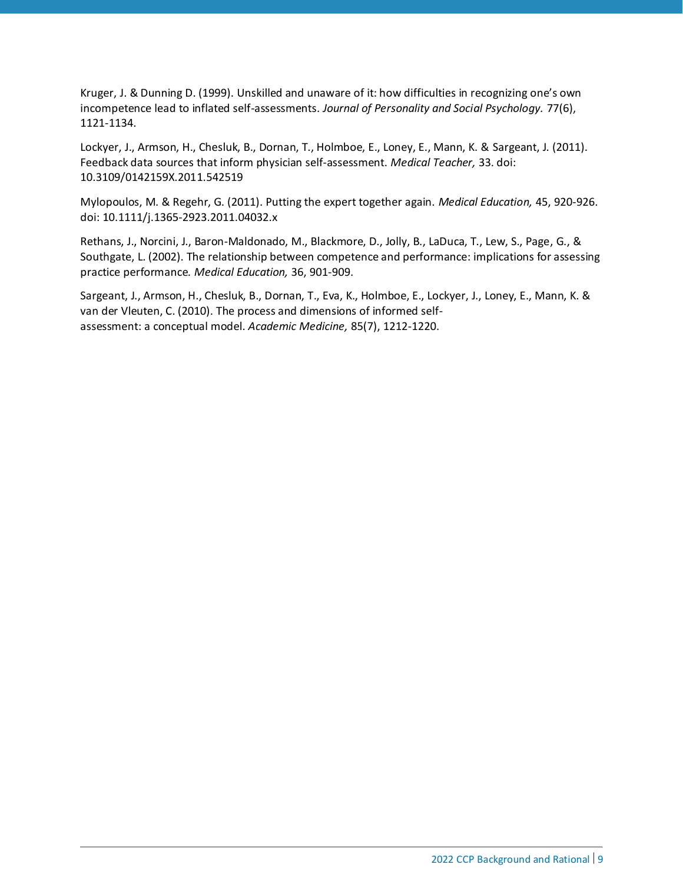Kruger, J. & Dunning D. (1999). Unskilled and unaware of it: how difficulties in recognizing one's own incompetence lead to inflated self-assessments. *Journal of Personality and Social Psychology.* 77(6), 1121-1134.

Lockyer, J., Armson, H., Chesluk, B., Dornan, T., Holmboe, E., Loney, E., Mann, K. & Sargeant, J. (2011). Feedback data sources that inform physician self-assessment. *Medical Teacher,* 33. doi: 10.3109/0142159X.2011.542519

Mylopoulos, M. & Regehr, G. (2011). Putting the expert together again. *Medical Education,* 45, 920-926. doi: 10.1111/j.1365-2923.2011.04032.x

Rethans, J., Norcini, J., Baron-Maldonado, M., Blackmore, D., Jolly, B., LaDuca, T., Lew, S., Page, G., & Southgate, L. (2002). The relationship between competence and performance: implications for assessing practice performance. *Medical Education,* 36, 901-909.

Sargeant, J., Armson, H., Chesluk, B., Dornan, T., Eva, K., Holmboe, E., Lockyer, J., Loney, E., Mann, K. & van der Vleuten, C. (2010). The process and dimensions of informed self-assessment: a conceptual model. *Academic Medicine,* 85(7), 1212-1220.